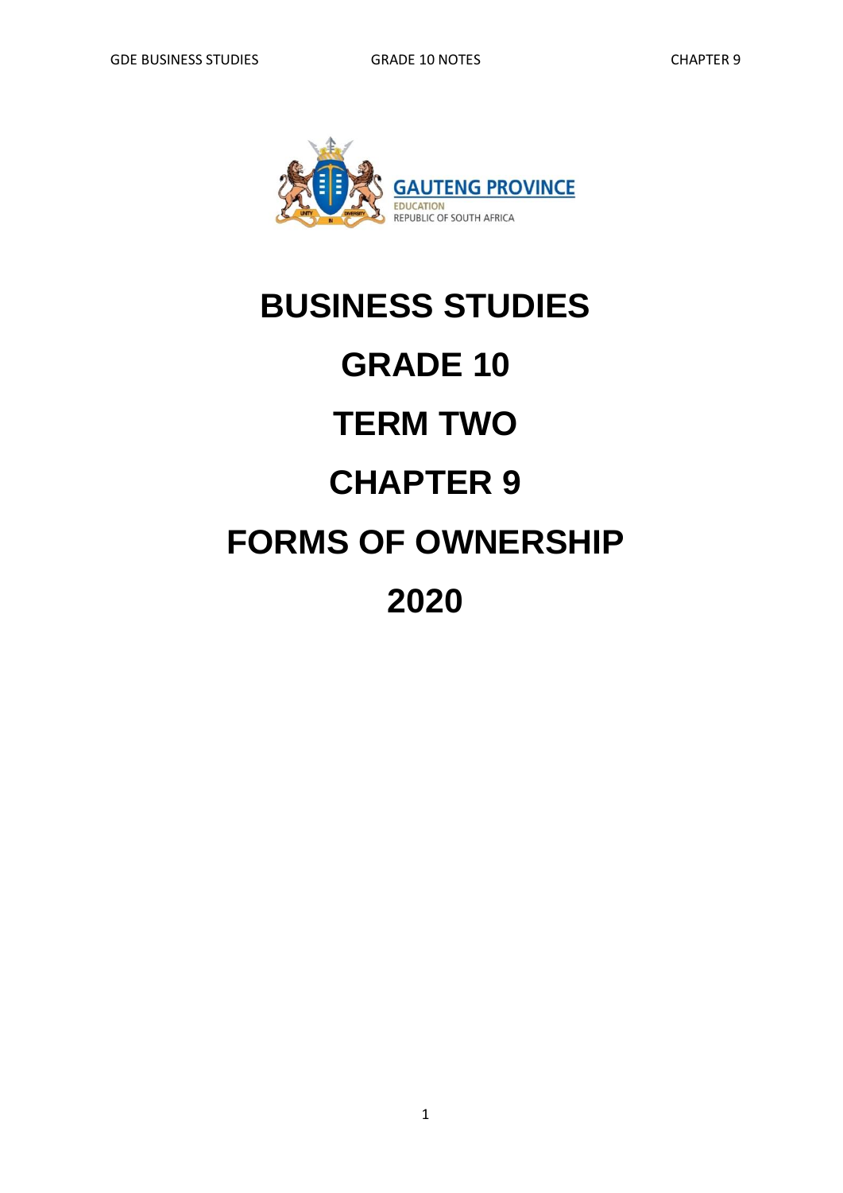GAUTENG PROVINCE

EDUCATION

REPUBLIC OF SOUTH AFRICA

# BUSINESS STUDIES

# GRADE 10

# TERM TWO

# CHAPTER 9

# FORMS OF OWNERSHIP

# 2020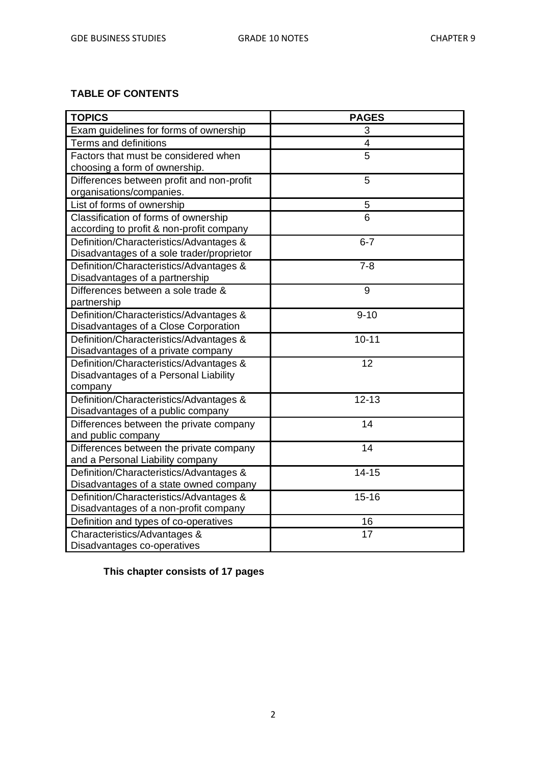**TABLE OF CONTENTS**

| TOPICS | PAGES |
|---|---|
| Exam guidelines for forms of ownership | 3 |
| Terms and definitions | 4 |
| Factors that must be considered when choosing a form of ownership. | 5 |
| Differences between profit and non-profit organisations/companies. | 5 |
| List of forms of ownership | 5 |
| Classification of forms of ownership according to profit & non-profit company | 6 |
| Definition/Characteristics/Advantages & Disadvantages of a sole trader/proprietor | 6-7 |
| Definition/Characteristics/Advantages & Disadvantages of a partnership | 7-8 |
| Differences between a sole trade & partnership | 9 |
| Definition/Characteristics/Advantages & Disadvantages of a Close Corporation | 9-10 |
| Definition/Characteristics/Advantages & Disadvantages of a private company | 10-11 |
| Definition/Characteristics/Advantages & Disadvantages of a Personal Liability company | 12 |
| Definition/Characteristics/Advantages & Disadvantages of a public company | 12-13 |
| Differences between the private company and public company | 14 |
| Differences between the private company and a Personal Liability company | 14 |
| Definition/Characteristics/Advantages & Disadvantages of a state owned company | 14-15 |
| Definition/Characteristics/Advantages & Disadvantages of a non-profit company | 15-16 |
| Definition and types of co-operatives | 16 |
| Characteristics/Advantages & Disadvantages co-operatives | 17 |

**This chapter consists of 17 pages**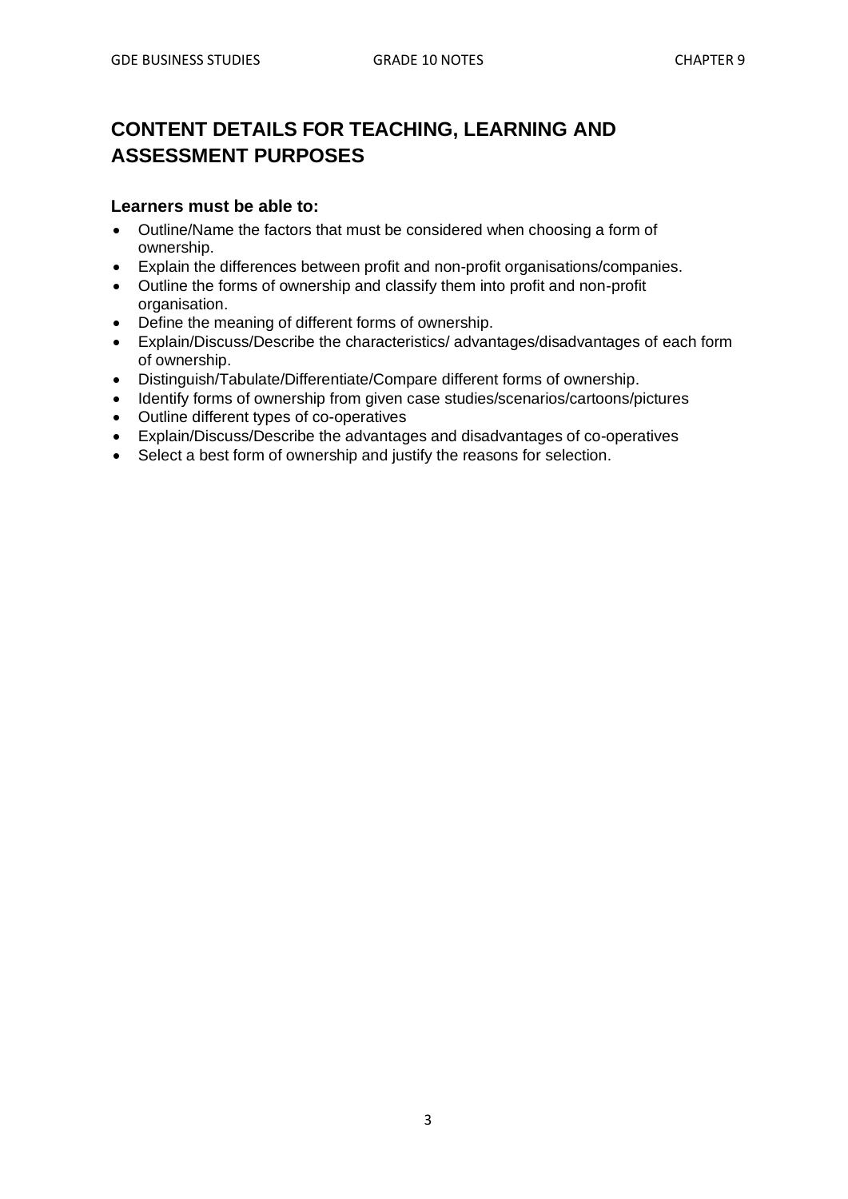## CONTENT DETAILS FOR TEACHING, LEARNING AND ASSESSMENT PURPOSES

### Learners must be able to:

- Outline/Name the factors that must be considered when choosing a form of ownership.
- Explain the differences between profit and non-profit organisations/companies.
- Outline the forms of ownership and classify them into profit and non-profit organisation.
- Define the meaning of different forms of ownership.
- Explain/Discuss/Describe the characteristics/ advantages/disadvantages of each form of ownership.
- Distinguish/Tabulate/Differentiate/Compare different forms of ownership.
- Identify forms of ownership from given case studies/scenarios/cartoons/pictures
- Outline different types of co-operatives
- Explain/Discuss/Describe the advantages and disadvantages of co-operatives
- Select a best form of ownership and justify the reasons for selection.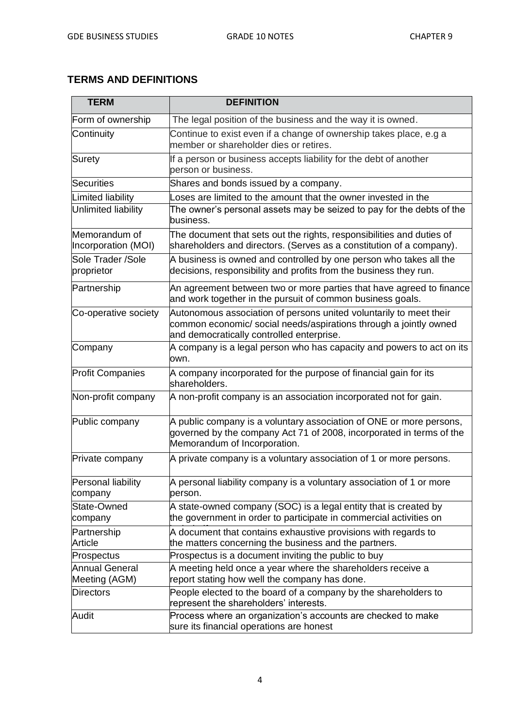## TERMS AND DEFINITIONS

| TERM | DEFINITION |
|---|---|
| Form of ownership | The legal position of the business and the way it is owned. |
| Continuity | Continue to exist even if a change of ownership takes place, e.g a member or shareholder dies or retires. |
| Surety | If a person or business accepts liability for the debt of another person or business. |
| Securities | Shares and bonds issued by a company. |
| Limited liability | Loses are limited to the amount that the owner invested in the |
| Unlimited liability | The owner's personal assets may be seized to pay for the debts of the business. |
| Memorandum of Incorporation (MOI) | The document that sets out the rights, responsibilities and duties of shareholders and directors. (Serves as a constitution of a company). |
| Sole Trader /Sole proprietor | A business is owned and controlled by one person who takes all the decisions, responsibility and profits from the business they run. |
| Partnership | An agreement between two or more parties that have agreed to finance and work together in the pursuit of common business goals. |
| Co-operative society | Autonomous association of persons united voluntarily to meet their common economic/ social needs/aspirations through a jointly owned and democratically controlled enterprise. |
| Company | A company is a legal person who has capacity and powers to act on its own. |
| Profit Companies | A company incorporated for the purpose of financial gain for its shareholders. |
| Non-profit company | A non-profit company is an association incorporated not for gain. |
| Public company | A public company is a voluntary association of ONE or more persons, governed by the company Act 71 of 2008, incorporated in terms of the Memorandum of Incorporation. |
| Private company | A private company is a voluntary association of 1 or more persons. |
| Personal liability company | A personal liability company is a voluntary association of 1 or more person. |
| State-Owned company | A state-owned company (SOC) is a legal entity that is created by the government in order to participate in commercial activities on |
| Partnership Article | A document that contains exhaustive provisions with regards to the matters concerning the business and the partners. |
| Prospectus | Prospectus is a document inviting the public to buy |
| Annual General Meeting (AGM) | A meeting held once a year where the shareholders receive a report stating how well the company has done. |
| Directors | People elected to the board of a company by the shareholders to represent the shareholders' interests. |
| Audit | Process where an organization's accounts are checked to make sure its financial operations are honest |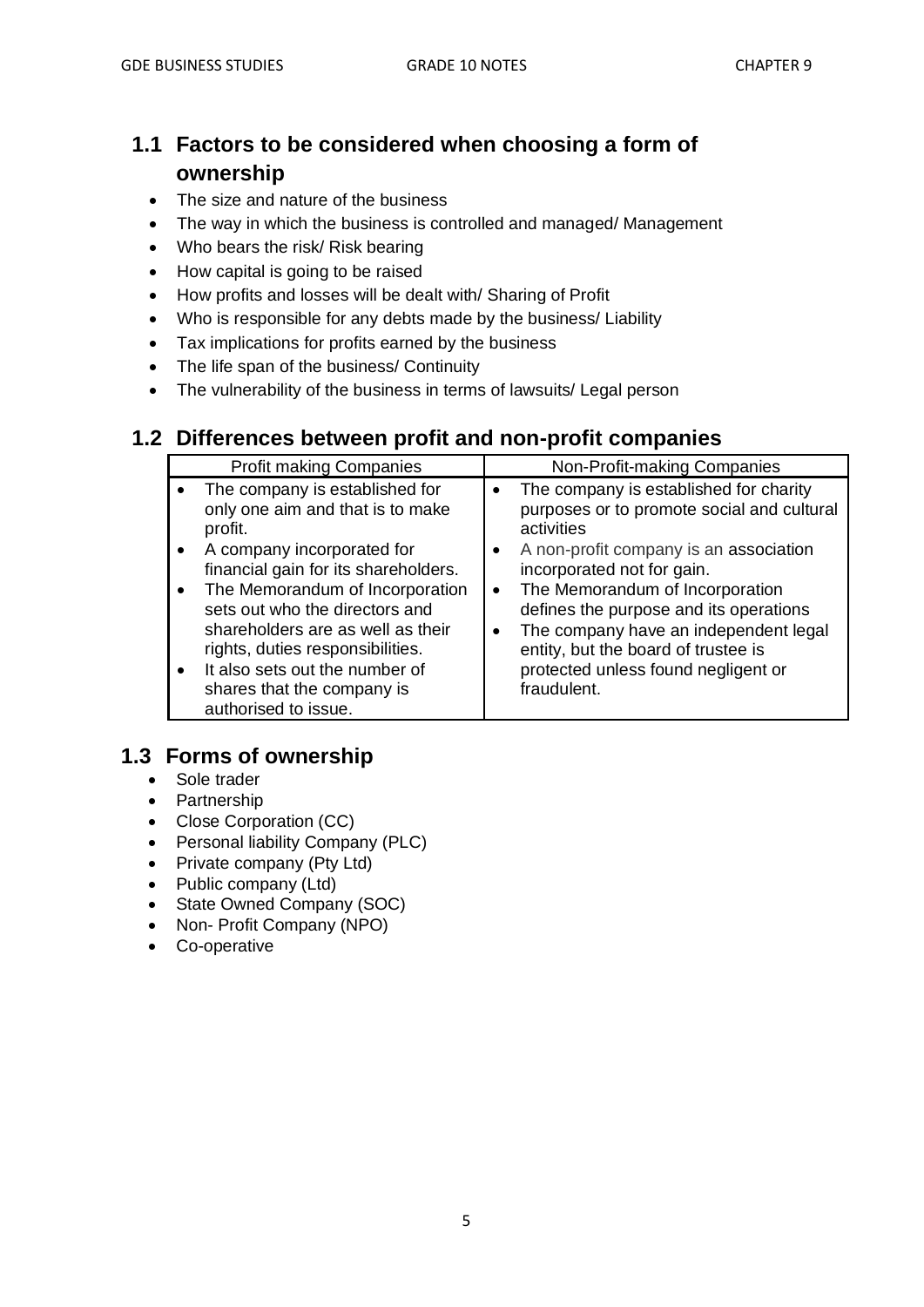## 1.1 Factors to be considered when choosing a form of ownership

- The size and nature of the business
- The way in which the business is controlled and managed/ Management
- Who bears the risk/ Risk bearing
- How capital is going to be raised
- How profits and losses will be dealt with/ Sharing of Profit
- Who is responsible for any debts made by the business/ Liability
- Tax implications for profits earned by the business
- The life span of the business/ Continuity
- The vulnerability of the business in terms of lawsuits/ Legal person

## 1.2 Differences between profit and non-profit companies

| Profit making Companies | Non-Profit-making Companies |
|---|---|
| • The company is established for only one aim and that is to make profit.<br>• A company incorporated for financial gain for its shareholders.<br>• The Memorandum of Incorporation sets out who the directors and shareholders are as well as their rights, duties responsibilities.<br>• It also sets out the number of shares that the company is authorised to issue. | • The company is established for charity purposes or to promote social and cultural activities<br>• A non-profit company is an association incorporated not for gain.<br>• The Memorandum of Incorporation defines the purpose and its operations<br>• The company have an independent legal entity, but the board of trustee is protected unless found negligent or fraudulent. |

## 1.3 Forms of ownership

- Sole trader
- Partnership
- Close Corporation (CC)
- Personal liability Company (PLC)
- Private company (Pty Ltd)
- Public company (Ltd)
- State Owned Company (SOC)
- Non- Profit Company (NPO)
- Co-operative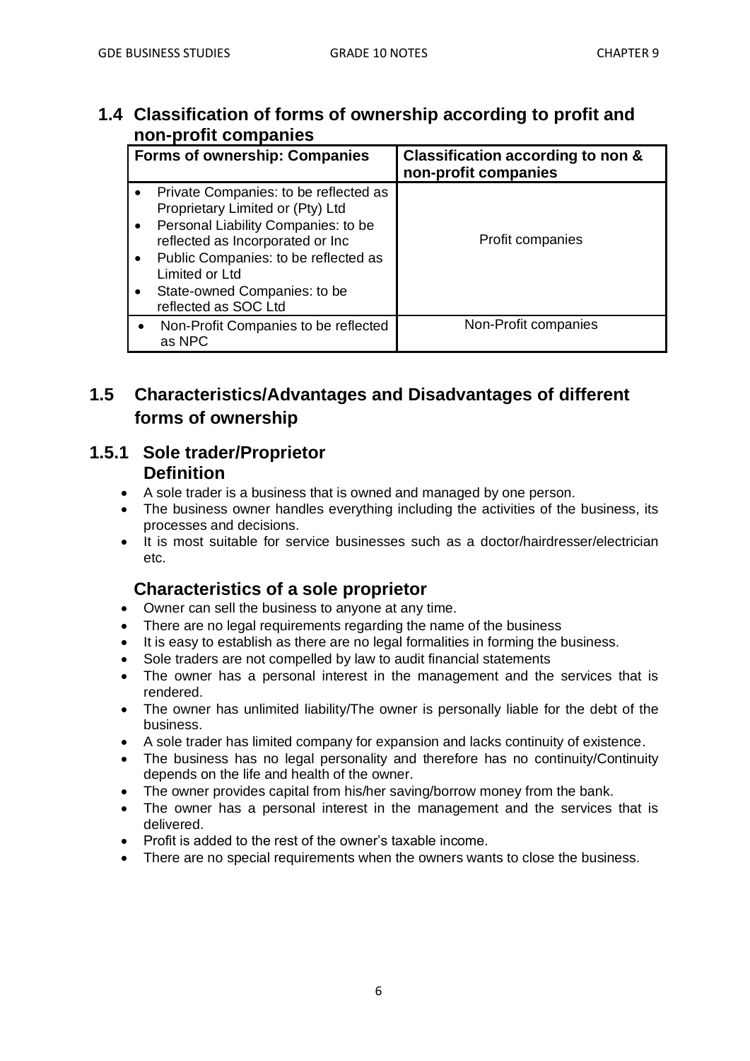## 1.4 Classification of forms of ownership according to profit and non-profit companies

| Forms of ownership: Companies | Classification according to non & non-profit companies |
|---|---|
| • Private Companies: to be reflected as Proprietary Limited or (Pty) Ltd<br>• Personal Liability Companies: to be reflected as Incorporated or Inc<br>• Public Companies: to be reflected as Limited or Ltd<br>• State-owned Companies: to be reflected as SOC Ltd | Profit companies |
| • Non-Profit Companies to be reflected as NPC | Non-Profit companies |

## 1.5 Characteristics/Advantages and Disadvantages of different forms of ownership

### 1.5.1 Sole trader/Proprietor

#### Definition

- A sole trader is a business that is owned and managed by one person.
- The business owner handles everything including the activities of the business, its processes and decisions.
- It is most suitable for service businesses such as a doctor/hairdresser/electrician etc.

#### Characteristics of a sole proprietor

- Owner can sell the business to anyone at any time.
- There are no legal requirements regarding the name of the business
- It is easy to establish as there are no legal formalities in forming the business.
- Sole traders are not compelled by law to audit financial statements
- The owner has a personal interest in the management and the services that is rendered.
- The owner has unlimited liability/The owner is personally liable for the debt of the business.
- A sole trader has limited company for expansion and lacks continuity of existence.
- The business has no legal personality and therefore has no continuity/Continuity depends on the life and health of the owner.
- The owner provides capital from his/her saving/borrow money from the bank.
- The owner has a personal interest in the management and the services that is delivered.
- Profit is added to the rest of the owner's taxable income.
- There are no special requirements when the owners wants to close the business.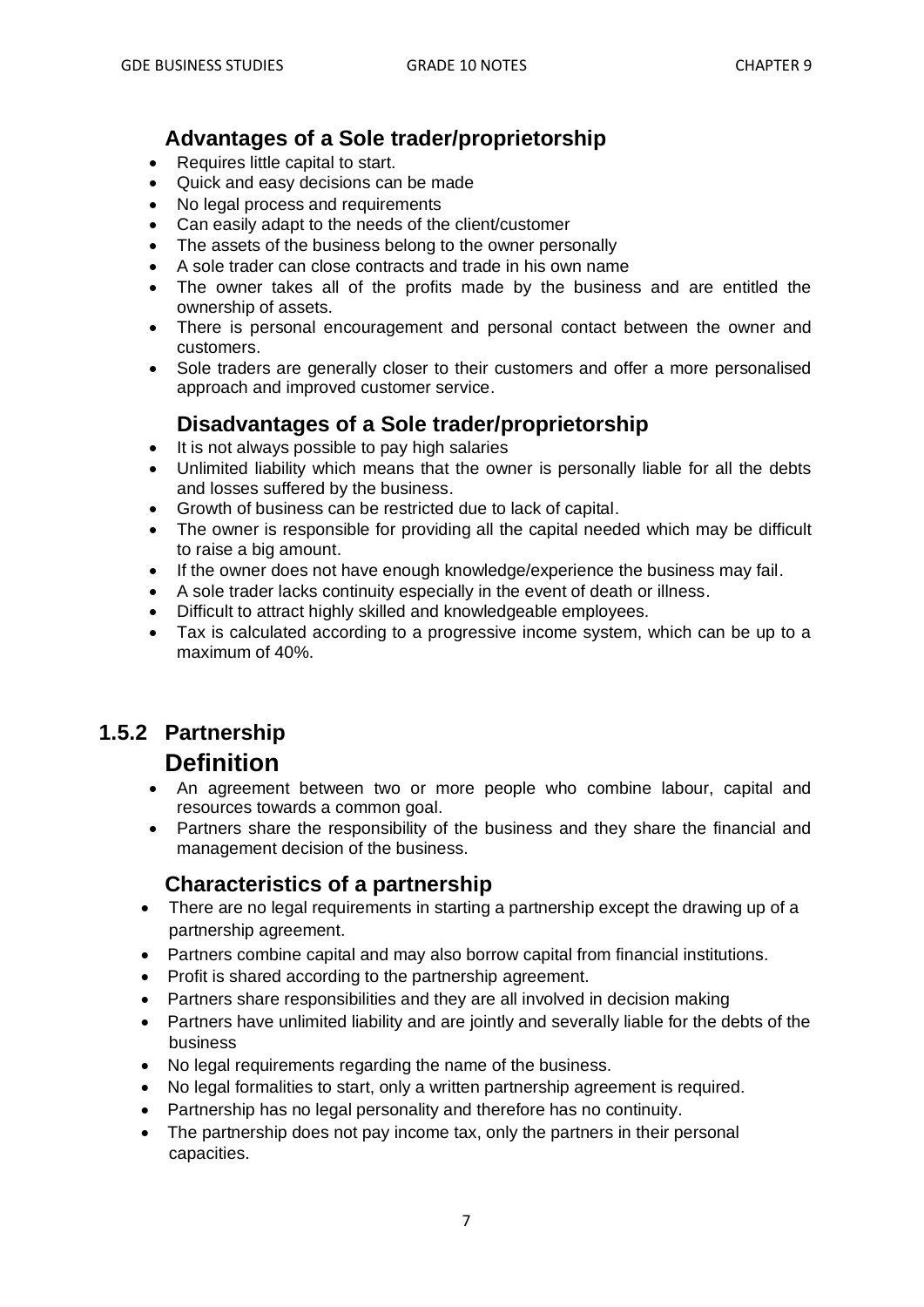### Advantages of a Sole trader/proprietorship

- Requires little capital to start.
- Quick and easy decisions can be made
- No legal process and requirements
- Can easily adapt to the needs of the client/customer
- The assets of the business belong to the owner personally
- A sole trader can close contracts and trade in his own name
- The owner takes all of the profits made by the business and are entitled the ownership of assets.
- There is personal encouragement and personal contact between the owner and customers.
- Sole traders are generally closer to their customers and offer a more personalised approach and improved customer service.

### Disadvantages of a Sole trader/proprietorship

- It is not always possible to pay high salaries
- Unlimited liability which means that the owner is personally liable for all the debts and losses suffered by the business.
- Growth of business can be restricted due to lack of capital.
- The owner is responsible for providing all the capital needed which may be difficult to raise a big amount.
- If the owner does not have enough knowledge/experience the business may fail.
- A sole trader lacks continuity especially in the event of death or illness.
- Difficult to attract highly skilled and knowledgeable employees.
- Tax is calculated according to a progressive income system, which can be up to a maximum of 40%.

## 1.5.2 Partnership

### Definition

- An agreement between two or more people who combine labour, capital and resources towards a common goal.
- Partners share the responsibility of the business and they share the financial and management decision of the business.

### Characteristics of a partnership

- There are no legal requirements in starting a partnership except the drawing up of a partnership agreement.
- Partners combine capital and may also borrow capital from financial institutions.
- Profit is shared according to the partnership agreement.
- Partners share responsibilities and they are all involved in decision making
- Partners have unlimited liability and are jointly and severally liable for the debts of the business
- No legal requirements regarding the name of the business.
- No legal formalities to start, only a written partnership agreement is required.
- Partnership has no legal personality and therefore has no continuity.
- The partnership does not pay income tax, only the partners in their personal capacities.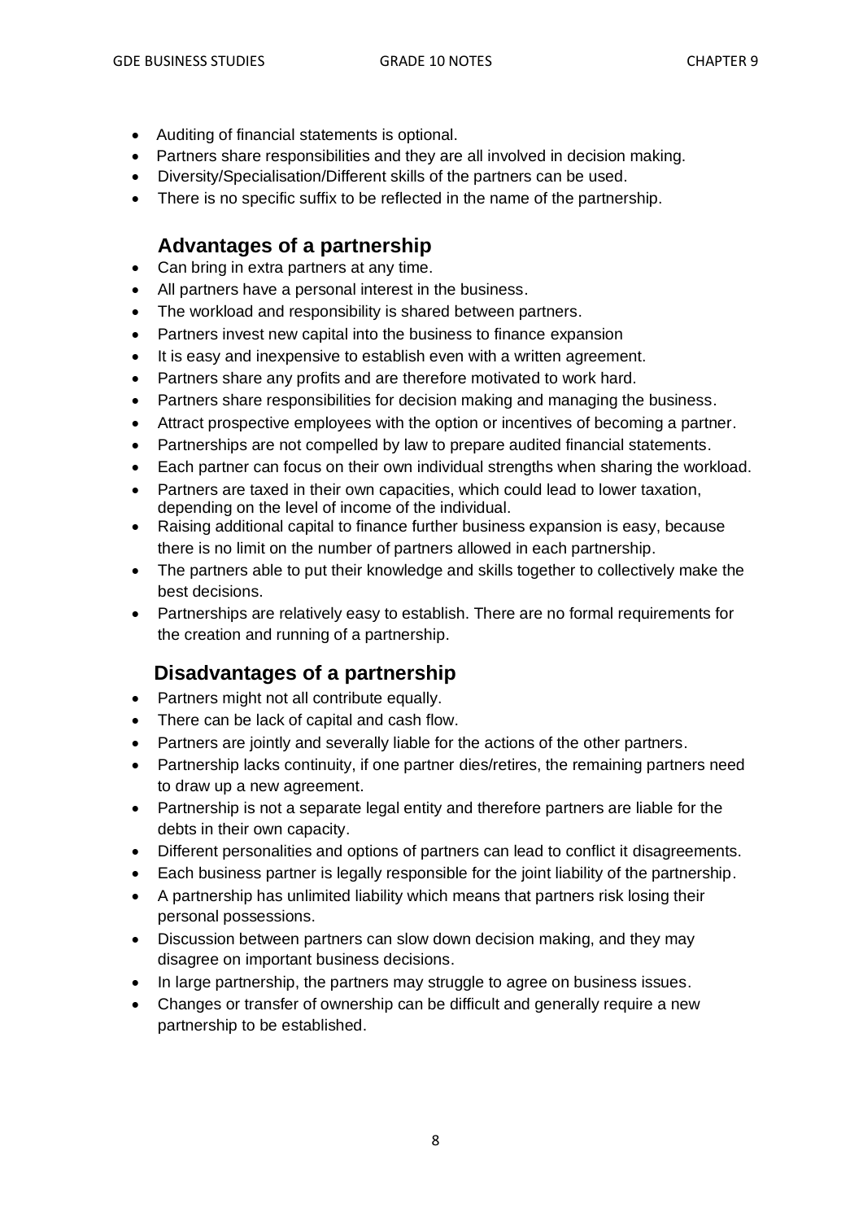- Auditing of financial statements is optional.
- Partners share responsibilities and they are all involved in decision making.
- Diversity/Specialisation/Different skills of the partners can be used.
- There is no specific suffix to be reflected in the name of the partnership.

## Advantages of a partnership

- Can bring in extra partners at any time.
- All partners have a personal interest in the business.
- The workload and responsibility is shared between partners.
- Partners invest new capital into the business to finance expansion
- It is easy and inexpensive to establish even with a written agreement.
- Partners share any profits and are therefore motivated to work hard.
- Partners share responsibilities for decision making and managing the business.
- Attract prospective employees with the option or incentives of becoming a partner.
- Partnerships are not compelled by law to prepare audited financial statements.
- Each partner can focus on their own individual strengths when sharing the workload.
- Partners are taxed in their own capacities, which could lead to lower taxation, depending on the level of income of the individual.
- Raising additional capital to finance further business expansion is easy, because there is no limit on the number of partners allowed in each partnership.
- The partners able to put their knowledge and skills together to collectively make the best decisions.
- Partnerships are relatively easy to establish. There are no formal requirements for the creation and running of a partnership.

## Disadvantages of a partnership

- Partners might not all contribute equally.
- There can be lack of capital and cash flow.
- Partners are jointly and severally liable for the actions of the other partners.
- Partnership lacks continuity, if one partner dies/retires, the remaining partners need to draw up a new agreement.
- Partnership is not a separate legal entity and therefore partners are liable for the debts in their own capacity.
- Different personalities and options of partners can lead to conflict it disagreements.
- Each business partner is legally responsible for the joint liability of the partnership.
- A partnership has unlimited liability which means that partners risk losing their personal possessions.
- Discussion between partners can slow down decision making, and they may disagree on important business decisions.
- In large partnership, the partners may struggle to agree on business issues.
- Changes or transfer of ownership can be difficult and generally require a new partnership to be established.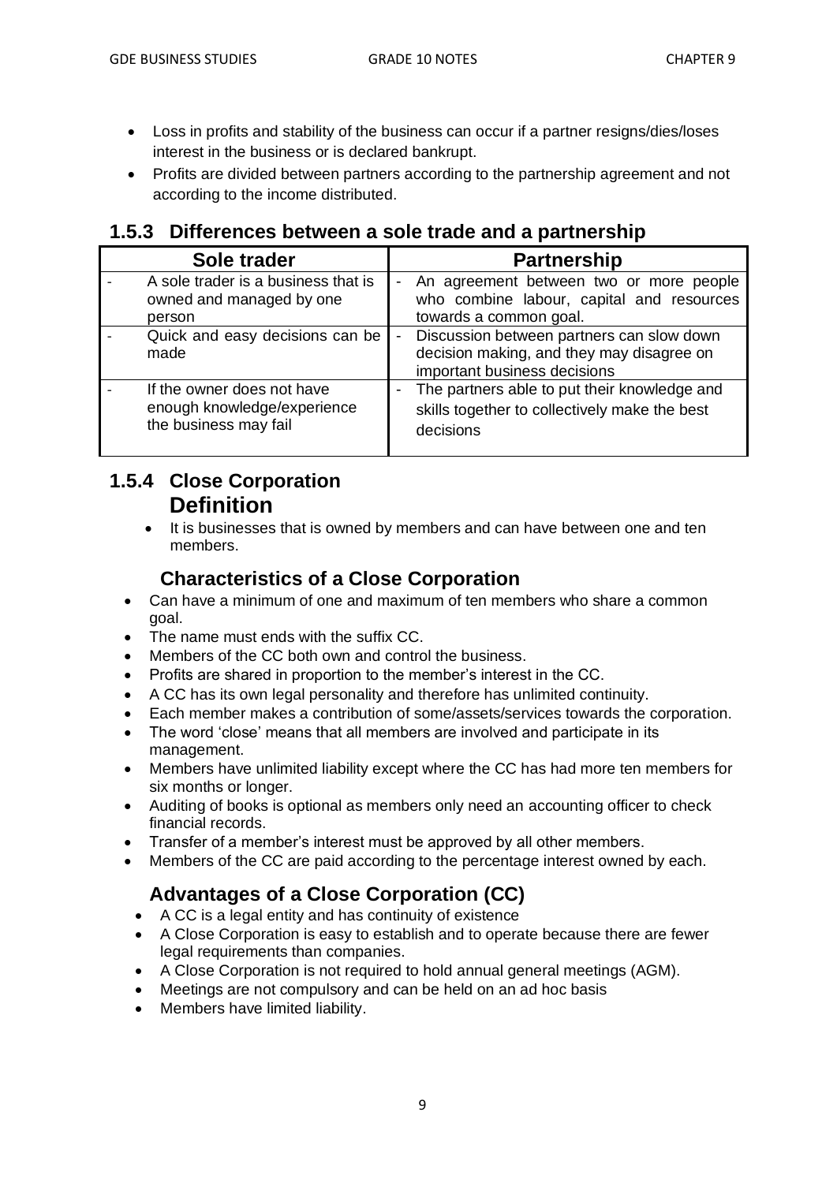- Loss in profits and stability of the business can occur if a partner resigns/dies/loses interest in the business or is declared bankrupt.
- Profits are divided between partners according to the partnership agreement and not according to the income distributed.

## 1.5.3 Differences between a sole trade and a partnership

| Sole trader | Partnership |
|---|---|
| - A sole trader is a business that is owned and managed by one person | - An agreement between two or more people who combine labour, capital and resources towards a common goal. |
| - Quick and easy decisions can be made | - Discussion between partners can slow down decision making, and they may disagree on important business decisions |
| - If the owner does not have enough knowledge/experience the business may fail | - The partners able to put their knowledge and skills together to collectively make the best decisions |

## 1.5.4 Close Corporation

### Definition

- It is businesses that is owned by members and can have between one and ten members.

### Characteristics of a Close Corporation

- Can have a minimum of one and maximum of ten members who share a common goal.
- The name must ends with the suffix CC.
- Members of the CC both own and control the business.
- Profits are shared in proportion to the member's interest in the CC.
- A CC has its own legal personality and therefore has unlimited continuity.
- Each member makes a contribution of some/assets/services towards the corporation.
- The word 'close' means that all members are involved and participate in its management.
- Members have unlimited liability except where the CC has had more ten members for six months or longer.
- Auditing of books is optional as members only need an accounting officer to check financial records.
- Transfer of a member's interest must be approved by all other members.
- Members of the CC are paid according to the percentage interest owned by each.

### Advantages of a Close Corporation (CC)

- A CC is a legal entity and has continuity of existence
- A Close Corporation is easy to establish and to operate because there are fewer legal requirements than companies.
- A Close Corporation is not required to hold annual general meetings (AGM).
- Meetings are not compulsory and can be held on an ad hoc basis
- Members have limited liability.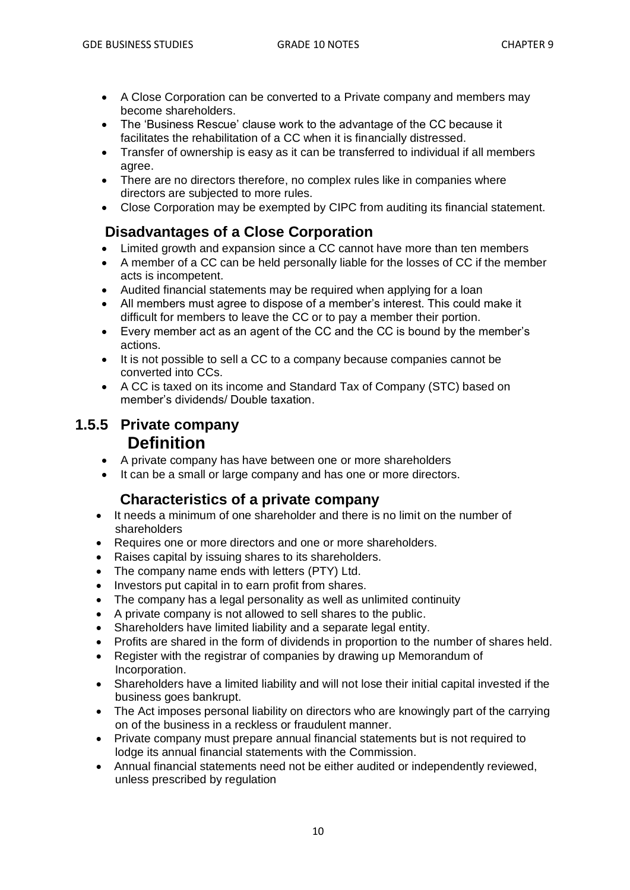- A Close Corporation can be converted to a Private company and members may become shareholders.
- The 'Business Rescue' clause work to the advantage of the CC because it facilitates the rehabilitation of a CC when it is financially distressed.
- Transfer of ownership is easy as it can be transferred to individual if all members agree.
- There are no directors therefore, no complex rules like in companies where directors are subjected to more rules.
- Close Corporation may be exempted by CIPC from auditing its financial statement.

## Disadvantages of a Close Corporation

- Limited growth and expansion since a CC cannot have more than ten members
- A member of a CC can be held personally liable for the losses of CC if the member acts is incompetent.
- Audited financial statements may be required when applying for a loan
- All members must agree to dispose of a member's interest. This could make it difficult for members to leave the CC or to pay a member their portion.
- Every member act as an agent of the CC and the CC is bound by the member's actions.
- It is not possible to sell a CC to a company because companies cannot be converted into CCs.
- A CC is taxed on its income and Standard Tax of Company (STC) based on member's dividends/ Double taxation.

## 1.5.5 Private company

### Definition

- A private company has have between one or more shareholders
- It can be a small or large company and has one or more directors.

### Characteristics of a private company

- It needs a minimum of one shareholder and there is no limit on the number of shareholders
- Requires one or more directors and one or more shareholders.
- Raises capital by issuing shares to its shareholders.
- The company name ends with letters (PTY) Ltd.
- Investors put capital in to earn profit from shares.
- The company has a legal personality as well as unlimited continuity
- A private company is not allowed to sell shares to the public.
- Shareholders have limited liability and a separate legal entity.
- Profits are shared in the form of dividends in proportion to the number of shares held.
- Register with the registrar of companies by drawing up Memorandum of Incorporation.
- Shareholders have a limited liability and will not lose their initial capital invested if the business goes bankrupt.
- The Act imposes personal liability on directors who are knowingly part of the carrying on of the business in a reckless or fraudulent manner.
- Private company must prepare annual financial statements but is not required to lodge its annual financial statements with the Commission.
- Annual financial statements need not be either audited or independently reviewed, unless prescribed by regulation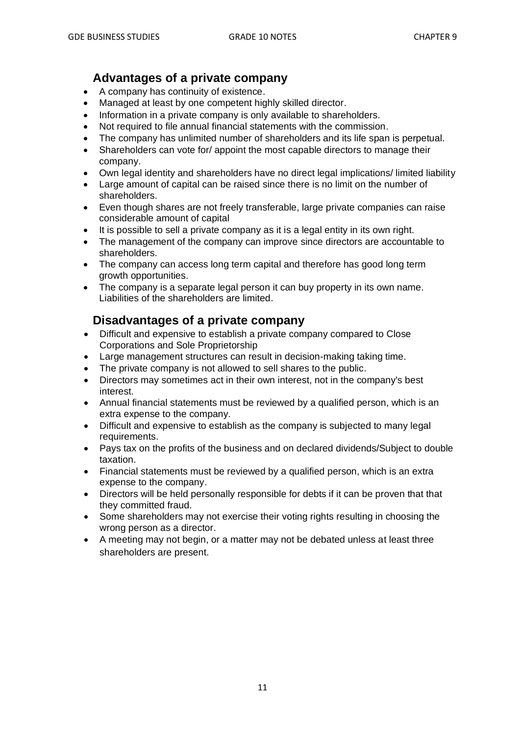## Advantages of a private company

- A company has continuity of existence.
- Managed at least by one competent highly skilled director.
- Information in a private company is only available to shareholders.
- Not required to file annual financial statements with the commission.
- The company has unlimited number of shareholders and its life span is perpetual.
- Shareholders can vote for/ appoint the most capable directors to manage their company.
- Own legal identity and shareholders have no direct legal implications/ limited liability
- Large amount of capital can be raised since there is no limit on the number of shareholders.
- Even though shares are not freely transferable, large private companies can raise considerable amount of capital
- It is possible to sell a private company as it is a legal entity in its own right.
- The management of the company can improve since directors are accountable to shareholders.
- The company can access long term capital and therefore has good long term growth opportunities.
- The company is a separate legal person it can buy property in its own name. Liabilities of the shareholders are limited.

## Disadvantages of a private company

- Difficult and expensive to establish a private company compared to Close Corporations and Sole Proprietorship
- Large management structures can result in decision-making taking time.
- The private company is not allowed to sell shares to the public.
- Directors may sometimes act in their own interest, not in the company's best interest.
- Annual financial statements must be reviewed by a qualified person, which is an extra expense to the company.
- Difficult and expensive to establish as the company is subjected to many legal requirements.
- Pays tax on the profits of the business and on declared dividends/Subject to double taxation.
- Financial statements must be reviewed by a qualified person, which is an extra expense to the company.
- Directors will be held personally responsible for debts if it can be proven that that they committed fraud.
- Some shareholders may not exercise their voting rights resulting in choosing the wrong person as a director.
- A meeting may not begin, or a matter may not be debated unless at least three shareholders are present.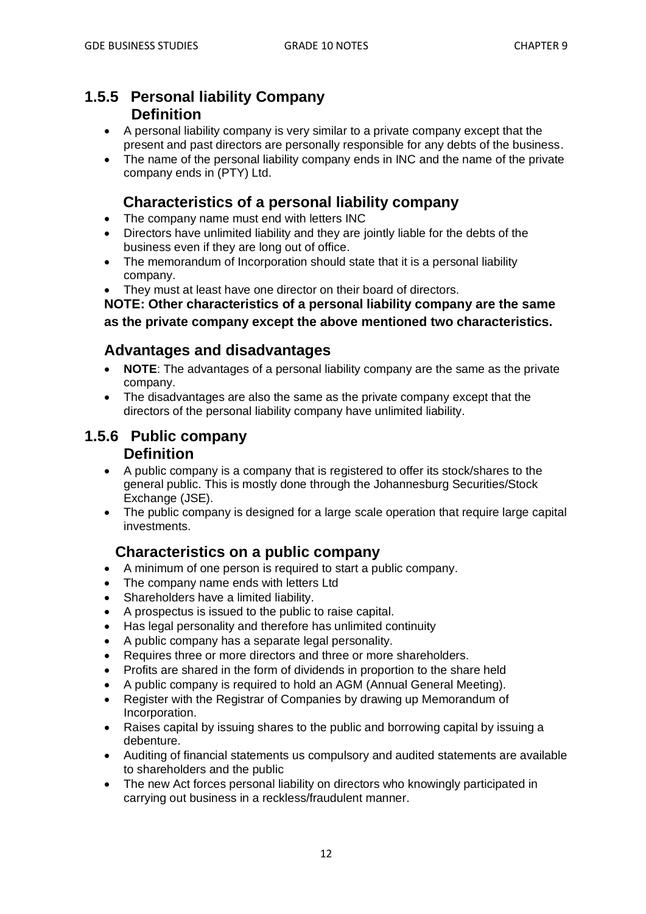## 1.5.5 Personal liability Company

### Definition

- A personal liability company is very similar to a private company except that the present and past directors are personally responsible for any debts of the business.
- The name of the personal liability company ends in INC and the name of the private company ends in (PTY) Ltd.

### Characteristics of a personal liability company

- The company name must end with letters INC
- Directors have unlimited liability and they are jointly liable for the debts of the business even if they are long out of office.
- The memorandum of Incorporation should state that it is a personal liability company.
- They must at least have one director on their board of directors.

**NOTE: Other characteristics of a personal liability company are the same as the private company except the above mentioned two characteristics.**

### Advantages and disadvantages

- **NOTE**: The advantages of a personal liability company are the same as the private company.
- The disadvantages are also the same as the private company except that the directors of the personal liability company have unlimited liability.

## 1.5.6 Public company

### Definition

- A public company is a company that is registered to offer its stock/shares to the general public. This is mostly done through the Johannesburg Securities/Stock Exchange (JSE).
- The public company is designed for a large scale operation that require large capital investments.

### Characteristics on a public company

- A minimum of one person is required to start a public company.
- The company name ends with letters Ltd
- Shareholders have a limited liability.
- A prospectus is issued to the public to raise capital.
- Has legal personality and therefore has unlimited continuity
- A public company has a separate legal personality.
- Requires three or more directors and three or more shareholders.
- Profits are shared in the form of dividends in proportion to the share held
- A public company is required to hold an AGM (Annual General Meeting).
- Register with the Registrar of Companies by drawing up Memorandum of Incorporation.
- Raises capital by issuing shares to the public and borrowing capital by issuing a debenture.
- Auditing of financial statements us compulsory and audited statements are available to shareholders and the public
- The new Act forces personal liability on directors who knowingly participated in carrying out business in a reckless/fraudulent manner.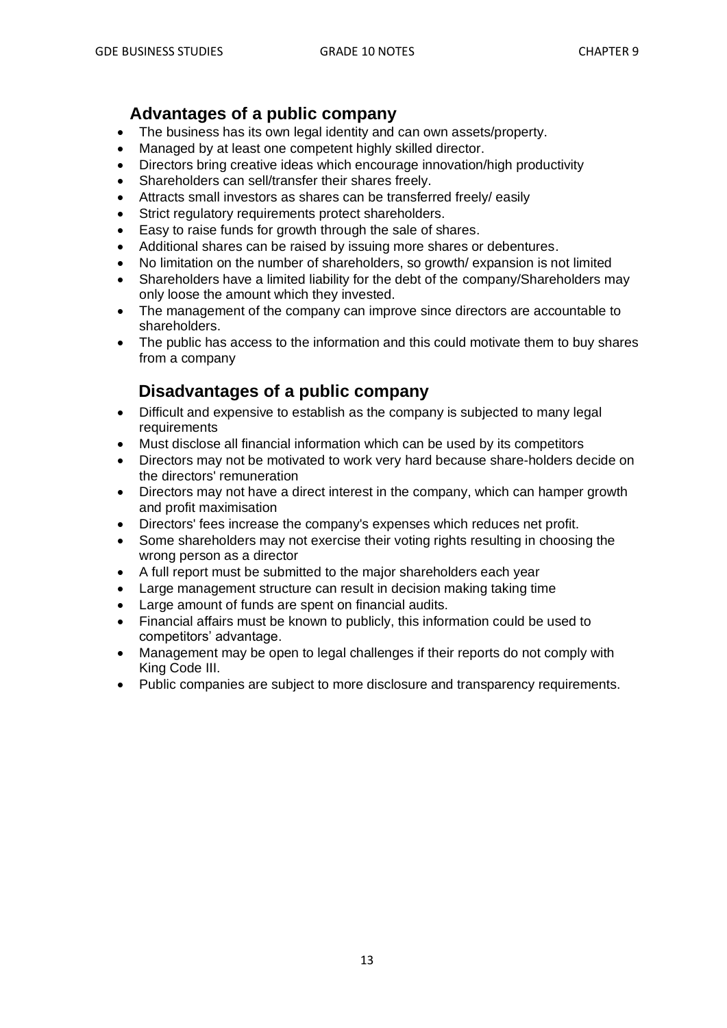## Advantages of a public company

- The business has its own legal identity and can own assets/property.
- Managed by at least one competent highly skilled director.
- Directors bring creative ideas which encourage innovation/high productivity
- Shareholders can sell/transfer their shares freely.
- Attracts small investors as shares can be transferred freely/ easily
- Strict regulatory requirements protect shareholders.
- Easy to raise funds for growth through the sale of shares.
- Additional shares can be raised by issuing more shares or debentures.
- No limitation on the number of shareholders, so growth/ expansion is not limited
- Shareholders have a limited liability for the debt of the company/Shareholders may only loose the amount which they invested.
- The management of the company can improve since directors are accountable to shareholders.
- The public has access to the information and this could motivate them to buy shares from a company

## Disadvantages of a public company

- Difficult and expensive to establish as the company is subjected to many legal requirements
- Must disclose all financial information which can be used by its competitors
- Directors may not be motivated to work very hard because share-holders decide on the directors' remuneration
- Directors may not have a direct interest in the company, which can hamper growth and profit maximisation
- Directors' fees increase the company's expenses which reduces net profit.
- Some shareholders may not exercise their voting rights resulting in choosing the wrong person as a director
- A full report must be submitted to the major shareholders each year
- Large management structure can result in decision making taking time
- Large amount of funds are spent on financial audits.
- Financial affairs must be known to publicly, this information could be used to competitors' advantage.
- Management may be open to legal challenges if their reports do not comply with King Code III.
- Public companies are subject to more disclosure and transparency requirements.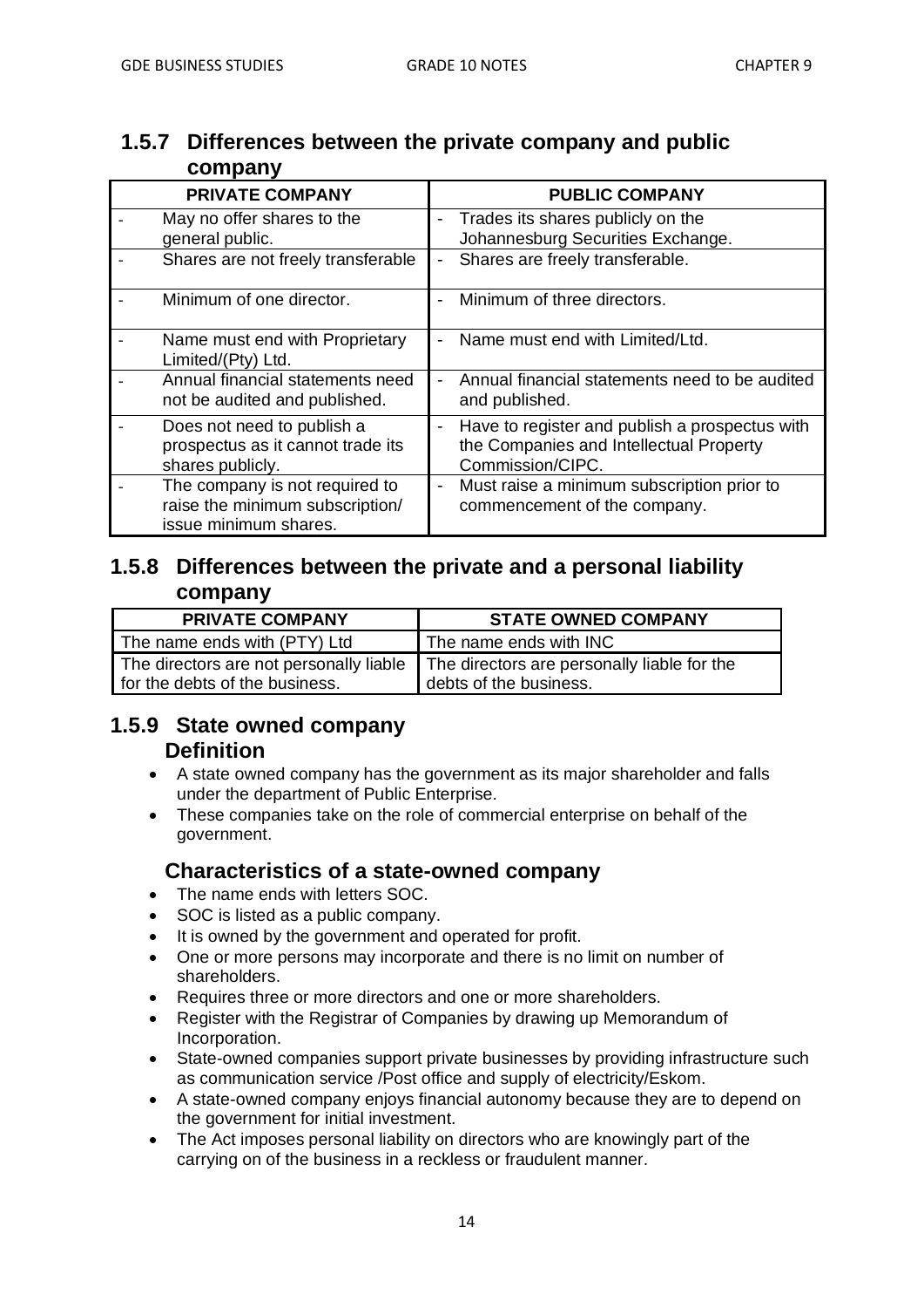## 1.5.7 Differences between the private company and public company

| PRIVATE COMPANY | PUBLIC COMPANY |
|---|---|
| - May no offer shares to the general public. | - Trades its shares publicly on the Johannesburg Securities Exchange. |
| - Shares are not freely transferable | - Shares are freely transferable. |
| - Minimum of one director. | - Minimum of three directors. |
| - Name must end with Proprietary Limited/(Pty) Ltd. | - Name must end with Limited/Ltd. |
| - Annual financial statements need not be audited and published. | - Annual financial statements need to be audited and published. |
| - Does not need to publish a prospectus as it cannot trade its shares publicly. | - Have to register and publish a prospectus with the Companies and Intellectual Property Commission/CIPC. |
| - The company is not required to raise the minimum subscription/ issue minimum shares. | - Must raise a minimum subscription prior to commencement of the company. |

## 1.5.8 Differences between the private and a personal liability company

| PRIVATE COMPANY | STATE OWNED COMPANY |
|---|---|
| The name ends with (PTY) Ltd | The name ends with INC |
| The directors are not personally liable for the debts of the business. | The directors are personally liable for the debts of the business. |

## 1.5.9 State owned company

### Definition

- A state owned company has the government as its major shareholder and falls under the department of Public Enterprise.
- These companies take on the role of commercial enterprise on behalf of the government.

### Characteristics of a state-owned company

- The name ends with letters SOC.
- SOC is listed as a public company.
- It is owned by the government and operated for profit.
- One or more persons may incorporate and there is no limit on number of shareholders.
- Requires three or more directors and one or more shareholders.
- Register with the Registrar of Companies by drawing up Memorandum of Incorporation.
- State-owned companies support private businesses by providing infrastructure such as communication service /Post office and supply of electricity/Eskom.
- A state-owned company enjoys financial autonomy because they are to depend on the government for initial investment.
- The Act imposes personal liability on directors who are knowingly part of the carrying on of the business in a reckless or fraudulent manner.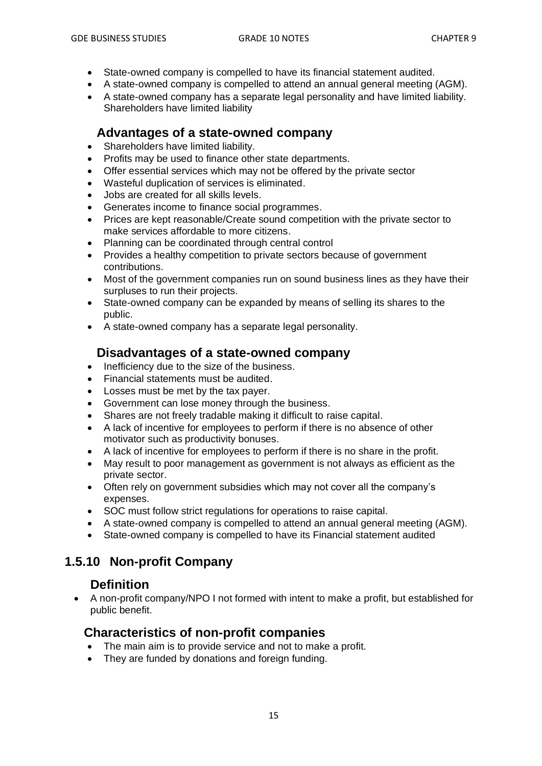- State-owned company is compelled to have its financial statement audited.
- A state-owned company is compelled to attend an annual general meeting (AGM).
- A state-owned company has a separate legal personality and have limited liability. Shareholders have limited liability

### Advantages of a state-owned company

- Shareholders have limited liability.
- Profits may be used to finance other state departments.
- Offer essential services which may not be offered by the private sector
- Wasteful duplication of services is eliminated.
- Jobs are created for all skills levels.
- Generates income to finance social programmes.
- Prices are kept reasonable/Create sound competition with the private sector to make services affordable to more citizens.
- Planning can be coordinated through central control
- Provides a healthy competition to private sectors because of government contributions.
- Most of the government companies run on sound business lines as they have their surpluses to run their projects.
- State-owned company can be expanded by means of selling its shares to the public.
- A state-owned company has a separate legal personality.

### Disadvantages of a state-owned company

- Inefficiency due to the size of the business.
- Financial statements must be audited.
- Losses must be met by the tax payer.
- Government can lose money through the business.
- Shares are not freely tradable making it difficult to raise capital.
- A lack of incentive for employees to perform if there is no absence of other motivator such as productivity bonuses.
- A lack of incentive for employees to perform if there is no share in the profit.
- May result to poor management as government is not always as efficient as the private sector.
- Often rely on government subsidies which may not cover all the company's expenses.
- SOC must follow strict regulations for operations to raise capital.
- A state-owned company is compelled to attend an annual general meeting (AGM).
- State-owned company is compelled to have its Financial statement audited

## 1.5.10 Non-profit Company

### Definition

- A non-profit company/NPO I not formed with intent to make a profit, but established for public benefit.

### Characteristics of non-profit companies

- The main aim is to provide service and not to make a profit.
- They are funded by donations and foreign funding.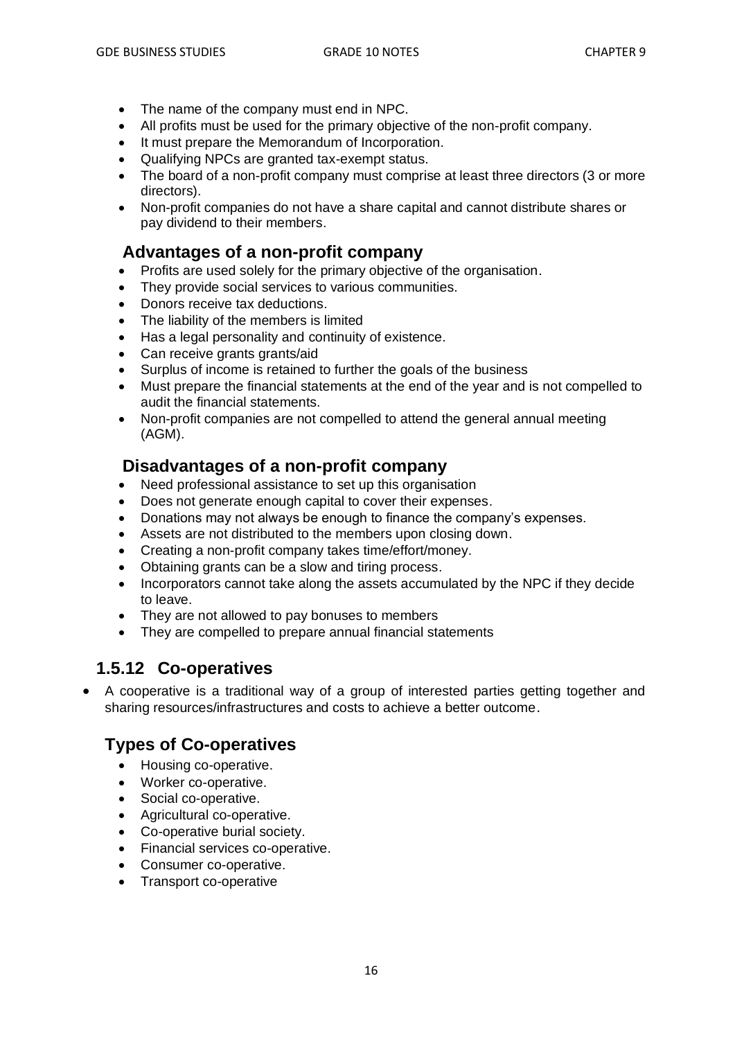- The name of the company must end in NPC.
- All profits must be used for the primary objective of the non-profit company.
- It must prepare the Memorandum of Incorporation.
- Qualifying NPCs are granted tax-exempt status.
- The board of a non-profit company must comprise at least three directors (3 or more directors).
- Non-profit companies do not have a share capital and cannot distribute shares or pay dividend to their members.

### Advantages of a non-profit company

- Profits are used solely for the primary objective of the organisation.
- They provide social services to various communities.
- Donors receive tax deductions.
- The liability of the members is limited
- Has a legal personality and continuity of existence.
- Can receive grants grants/aid
- Surplus of income is retained to further the goals of the business
- Must prepare the financial statements at the end of the year and is not compelled to audit the financial statements.
- Non-profit companies are not compelled to attend the general annual meeting (AGM).

### Disadvantages of a non-profit company

- Need professional assistance to set up this organisation
- Does not generate enough capital to cover their expenses.
- Donations may not always be enough to finance the company's expenses.
- Assets are not distributed to the members upon closing down.
- Creating a non-profit company takes time/effort/money.
- Obtaining grants can be a slow and tiring process.
- Incorporators cannot take along the assets accumulated by the NPC if they decide to leave.
- They are not allowed to pay bonuses to members
- They are compelled to prepare annual financial statements

## 1.5.12 Co-operatives

- A cooperative is a traditional way of a group of interested parties getting together and sharing resources/infrastructures and costs to achieve a better outcome.

### Types of Co-operatives

- Housing co-operative.
- Worker co-operative.
- Social co-operative.
- Agricultural co-operative.
- Co-operative burial society.
- Financial services co-operative.
- Consumer co-operative.
- Transport co-operative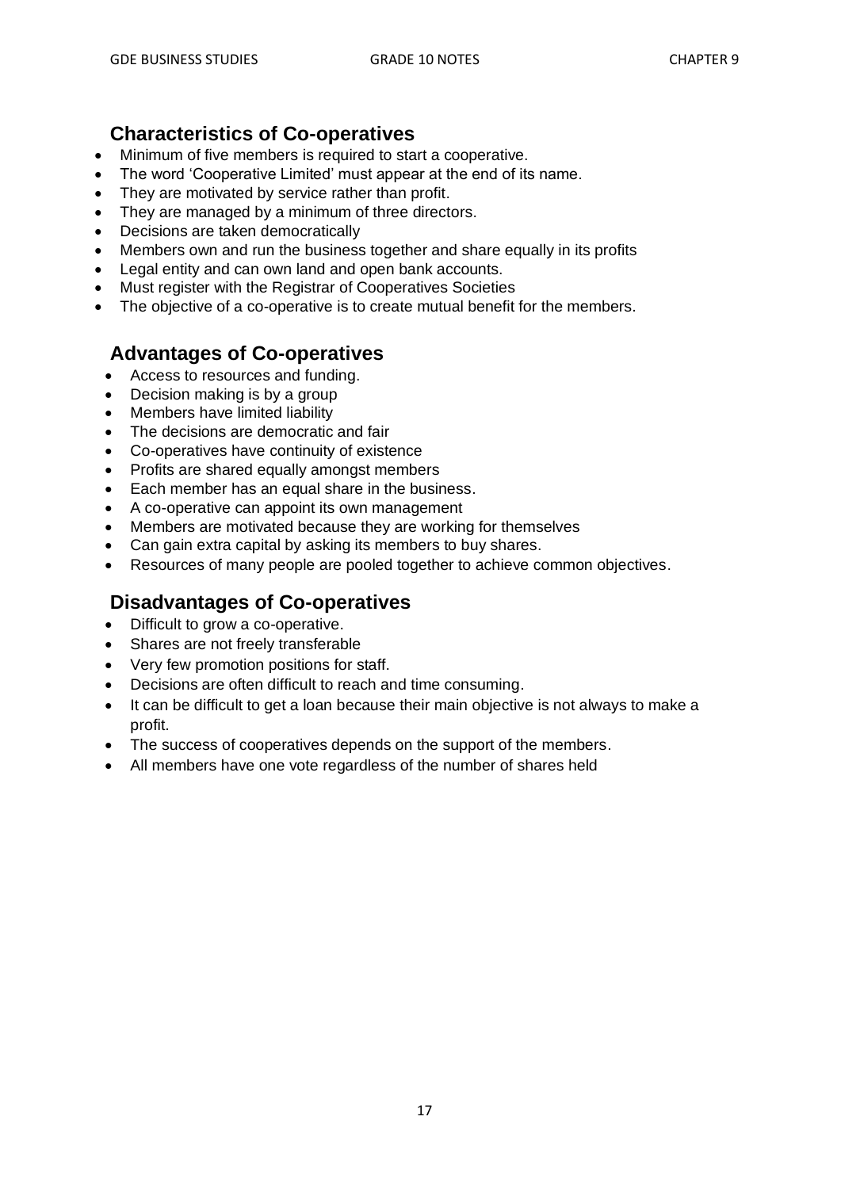## Characteristics of Co-operatives

- Minimum of five members is required to start a cooperative.
- The word 'Cooperative Limited' must appear at the end of its name.
- They are motivated by service rather than profit.
- They are managed by a minimum of three directors.
- Decisions are taken democratically
- Members own and run the business together and share equally in its profits
- Legal entity and can own land and open bank accounts.
- Must register with the Registrar of Cooperatives Societies
- The objective of a co-operative is to create mutual benefit for the members.

## Advantages of Co-operatives

- Access to resources and funding.
- Decision making is by a group
- Members have limited liability
- The decisions are democratic and fair
- Co-operatives have continuity of existence
- Profits are shared equally amongst members
- Each member has an equal share in the business.
- A co-operative can appoint its own management
- Members are motivated because they are working for themselves
- Can gain extra capital by asking its members to buy shares.
- Resources of many people are pooled together to achieve common objectives.

## Disadvantages of Co-operatives

- Difficult to grow a co-operative.
- Shares are not freely transferable
- Very few promotion positions for staff.
- Decisions are often difficult to reach and time consuming.
- It can be difficult to get a loan because their main objective is not always to make a profit.
- The success of cooperatives depends on the support of the members.
- All members have one vote regardless of the number of shares held